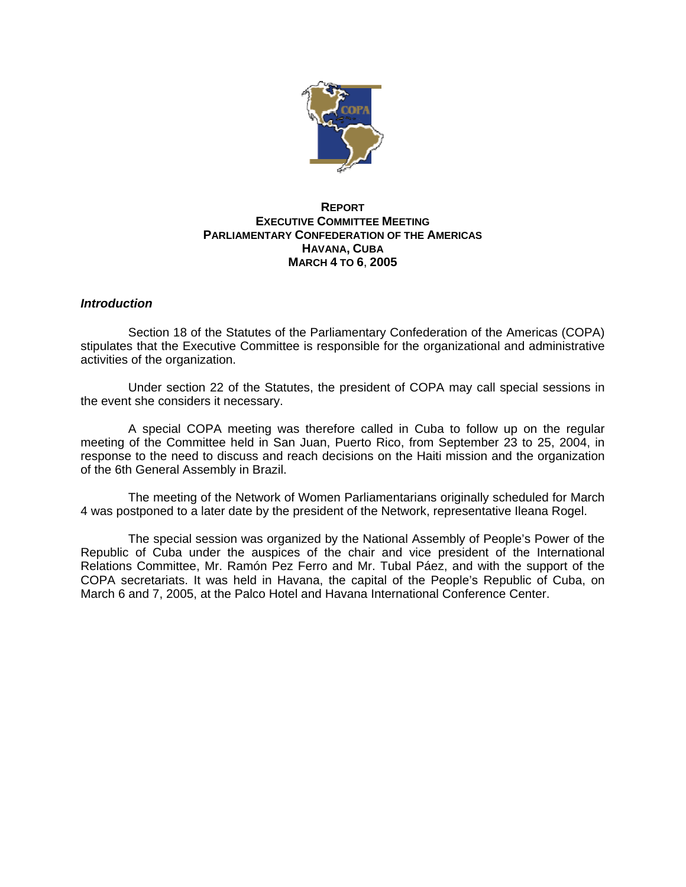# REPORT
# EXECUTIVE COMMITTEE MEETING
# PARLIAMENTARY CONFEDERATION OF THE AMERICAS
# HAVANA, CUBA
# MARCH 4 TO 6, 2005

### *Introduction*

Section 18 of the Statutes of the Parliamentary Confederation of the Americas (COPA) stipulates that the Executive Committee is responsible for the organizational and administrative activities of the organization.

Under section 22 of the Statutes, the president of COPA may call special sessions in the event she considers it necessary.

A special COPA meeting was therefore called in Cuba to follow up on the regular meeting of the Committee held in San Juan, Puerto Rico, from September 23 to 25, 2004, in response to the need to discuss and reach decisions on the Haiti mission and the organization of the 6th General Assembly in Brazil.

The meeting of the Network of Women Parliamentarians originally scheduled for March 4 was postponed to a later date by the president of the Network, representative Ileana Rogel.

The special session was organized by the National Assembly of People's Power of the Republic of Cuba under the auspices of the chair and vice president of the International Relations Committee, Mr. Ramón Pez Ferro and Mr. Tubal Páez, and with the support of the COPA secretariats. It was held in Havana, the capital of the People's Republic of Cuba, on March 6 and 7, 2005, at the Palco Hotel and Havana International Conference Center.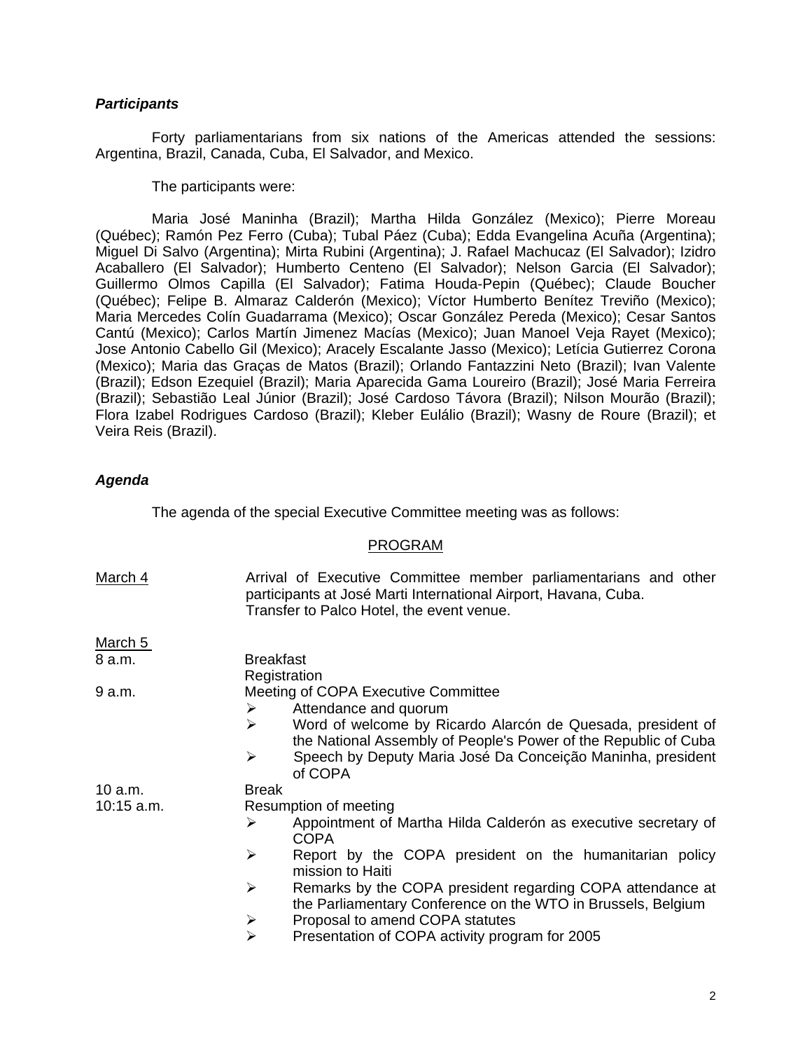***Participants***

Forty parliamentarians from six nations of the Americas attended the sessions: Argentina, Brazil, Canada, Cuba, El Salvador, and Mexico.

The participants were:

Maria José Maninha (Brazil); Martha Hilda González (Mexico); Pierre Moreau (Québec); Ramón Pez Ferro (Cuba); Tubal Páez (Cuba); Edda Evangelina Acuña (Argentina); Miguel Di Salvo (Argentina); Mirta Rubini (Argentina); J. Rafael Machucaz (El Salvador); Izidro Acaballero (El Salvador); Humberto Centeno (El Salvador); Nelson Garcia (El Salvador); Guillermo Olmos Capilla (El Salvador); Fatima Houda-Pepin (Québec); Claude Boucher (Québec); Felipe B. Almaraz Calderón (Mexico); Víctor Humberto Benítez Treviño (Mexico); Maria Mercedes Colín Guadarrama (Mexico); Oscar González Pereda (Mexico); Cesar Santos Cantú (Mexico); Carlos Martín Jimenez Macías (Mexico); Juan Manoel Veja Rayet (Mexico); Jose Antonio Cabello Gil (Mexico); Aracely Escalante Jasso (Mexico); Letícia Gutierrez Corona (Mexico); Maria das Graças de Matos (Brazil); Orlando Fantazzini Neto (Brazil); Ivan Valente (Brazil); Edson Ezequiel (Brazil); Maria Aparecida Gama Loureiro (Brazil); José Maria Ferreira (Brazil); Sebastião Leal Júnior (Brazil); José Cardoso Távora (Brazil); Nilson Mourão (Brazil); Flora Izabel Rodrigues Cardoso (Brazil); Kleber Eulálio (Brazil); Wasny de Roure (Brazil); et Veira Reis (Brazil).

***Agenda***

The agenda of the special Executive Committee meeting was as follows:

PROGRAM

March 4
Arrival of Executive Committee member parliamentarians and other participants at José Marti International Airport, Havana, Cuba.
Transfer to Palco Hotel, the event venue.

March 5

8 a.m.
Breakfast
Registration

9 a.m.
Meeting of COPA Executive Committee
- Attendance and quorum
- Word of welcome by Ricardo Alarcón de Quesada, president of the National Assembly of People's Power of the Republic of Cuba
- Speech by Deputy Maria José Da Conceição Maninha, president of COPA

10 a.m.
Break

10:15 a.m.
Resumption of meeting
- Appointment of Martha Hilda Calderón as executive secretary of COPA
- Report by the COPA president on the humanitarian policy mission to Haiti
- Remarks by the COPA president regarding COPA attendance at the Parliamentary Conference on the WTO in Brussels, Belgium
- Proposal to amend COPA statutes
- Presentation of COPA activity program for 2005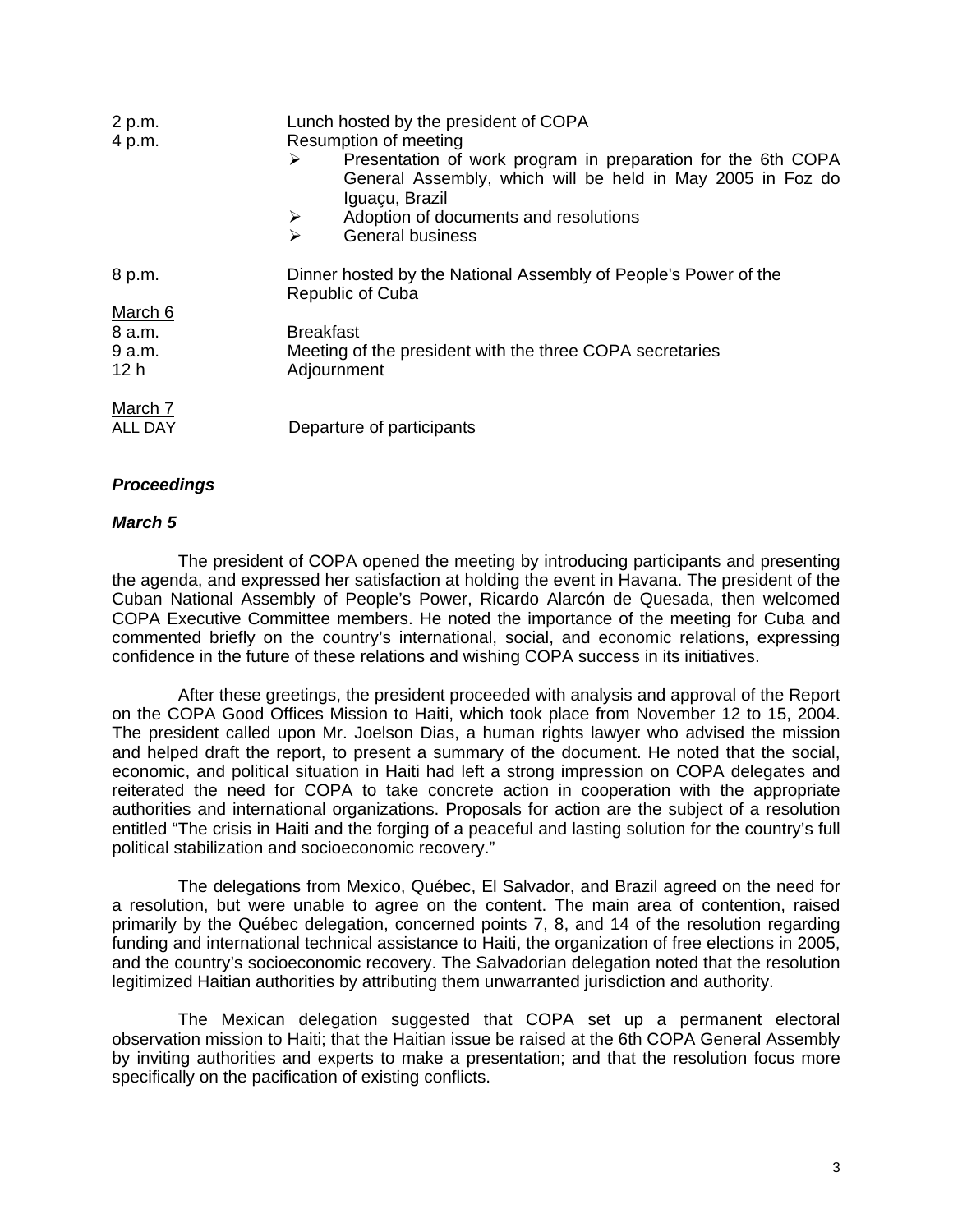| | |
|---|---|
| 2 p.m. | Lunch hosted by the president of COPA |
| 4 p.m. | Resumption of meeting<br>➢ Presentation of work program in preparation for the 6th COPA General Assembly, which will be held in May 2005 in Foz do Iguaçu, Brazil<br>➢ Adoption of documents and resolutions<br>➢ General business |
| 8 p.m. | Dinner hosted by the National Assembly of People's Power of the Republic of Cuba |
| March 6 | |
| 8 a.m. | Breakfast |
| 9 a.m. | Meeting of the president with the three COPA secretaries |
| 12 h | Adjournment |
| March 7 | |
| ALL DAY | Departure of participants |

***Proceedings***

***March 5***

The president of COPA opened the meeting by introducing participants and presenting the agenda, and expressed her satisfaction at holding the event in Havana. The president of the Cuban National Assembly of People's Power, Ricardo Alarcón de Quesada, then welcomed COPA Executive Committee members. He noted the importance of the meeting for Cuba and commented briefly on the country's international, social, and economic relations, expressing confidence in the future of these relations and wishing COPA success in its initiatives.

After these greetings, the president proceeded with analysis and approval of the Report on the COPA Good Offices Mission to Haiti, which took place from November 12 to 15, 2004. The president called upon Mr. Joelson Dias, a human rights lawyer who advised the mission and helped draft the report, to present a summary of the document. He noted that the social, economic, and political situation in Haiti had left a strong impression on COPA delegates and reiterated the need for COPA to take concrete action in cooperation with the appropriate authorities and international organizations. Proposals for action are the subject of a resolution entitled "The crisis in Haiti and the forging of a peaceful and lasting solution for the country's full political stabilization and socioeconomic recovery."

The delegations from Mexico, Québec, El Salvador, and Brazil agreed on the need for a resolution, but were unable to agree on the content. The main area of contention, raised primarily by the Québec delegation, concerned points 7, 8, and 14 of the resolution regarding funding and international technical assistance to Haiti, the organization of free elections in 2005, and the country's socioeconomic recovery. The Salvadorian delegation noted that the resolution legitimized Haitian authorities by attributing them unwarranted jurisdiction and authority.

The Mexican delegation suggested that COPA set up a permanent electoral observation mission to Haiti; that the Haitian issue be raised at the 6th COPA General Assembly by inviting authorities and experts to make a presentation; and that the resolution focus more specifically on the pacification of existing conflicts.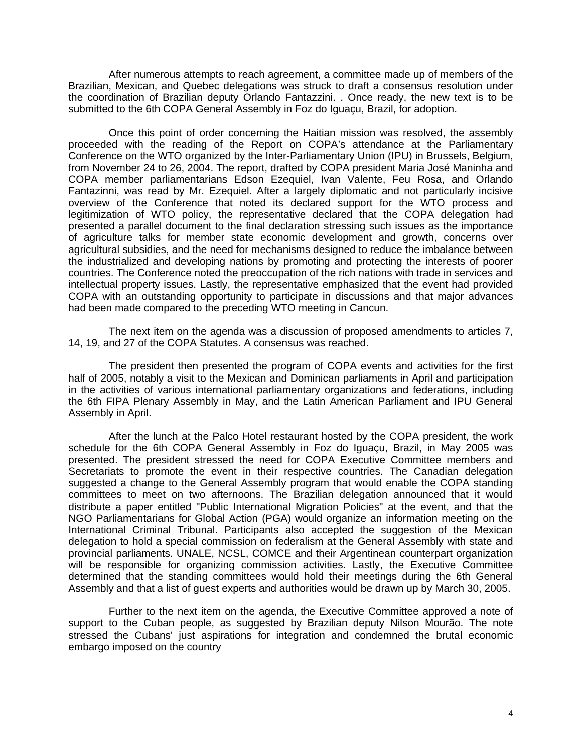After numerous attempts to reach agreement, a committee made up of members of the Brazilian, Mexican, and Quebec delegations was struck to draft a consensus resolution under the coordination of Brazilian deputy Orlando Fantazzini. . Once ready, the new text is to be submitted to the 6th COPA General Assembly in Foz do Iguaçu, Brazil, for adoption.

Once this point of order concerning the Haitian mission was resolved, the assembly proceeded with the reading of the Report on COPA's attendance at the Parliamentary Conference on the WTO organized by the Inter-Parliamentary Union (IPU) in Brussels, Belgium, from November 24 to 26, 2004. The report, drafted by COPA president Maria José Maninha and COPA member parliamentarians Edson Ezequiel, Ivan Valente, Feu Rosa, and Orlando Fantazinni, was read by Mr. Ezequiel. After a largely diplomatic and not particularly incisive overview of the Conference that noted its declared support for the WTO process and legitimization of WTO policy, the representative declared that the COPA delegation had presented a parallel document to the final declaration stressing such issues as the importance of agriculture talks for member state economic development and growth, concerns over agricultural subsidies, and the need for mechanisms designed to reduce the imbalance between the industrialized and developing nations by promoting and protecting the interests of poorer countries. The Conference noted the preoccupation of the rich nations with trade in services and intellectual property issues. Lastly, the representative emphasized that the event had provided COPA with an outstanding opportunity to participate in discussions and that major advances had been made compared to the preceding WTO meeting in Cancun.

The next item on the agenda was a discussion of proposed amendments to articles 7, 14, 19, and 27 of the COPA Statutes. A consensus was reached.

The president then presented the program of COPA events and activities for the first half of 2005, notably a visit to the Mexican and Dominican parliaments in April and participation in the activities of various international parliamentary organizations and federations, including the 6th FIPA Plenary Assembly in May, and the Latin American Parliament and IPU General Assembly in April.

After the lunch at the Palco Hotel restaurant hosted by the COPA president, the work schedule for the 6th COPA General Assembly in Foz do Iguaçu, Brazil, in May 2005 was presented. The president stressed the need for COPA Executive Committee members and Secretariats to promote the event in their respective countries. The Canadian delegation suggested a change to the General Assembly program that would enable the COPA standing committees to meet on two afternoons. The Brazilian delegation announced that it would distribute a paper entitled "Public International Migration Policies" at the event, and that the NGO Parliamentarians for Global Action (PGA) would organize an information meeting on the International Criminal Tribunal. Participants also accepted the suggestion of the Mexican delegation to hold a special commission on federalism at the General Assembly with state and provincial parliaments. UNALE, NCSL, COMCE and their Argentinean counterpart organization will be responsible for organizing commission activities. Lastly, the Executive Committee determined that the standing committees would hold their meetings during the 6th General Assembly and that a list of guest experts and authorities would be drawn up by March 30, 2005.

Further to the next item on the agenda, the Executive Committee approved a note of support to the Cuban people, as suggested by Brazilian deputy Nilson Mourão. The note stressed the Cubans' just aspirations for integration and condemned the brutal economic embargo imposed on the country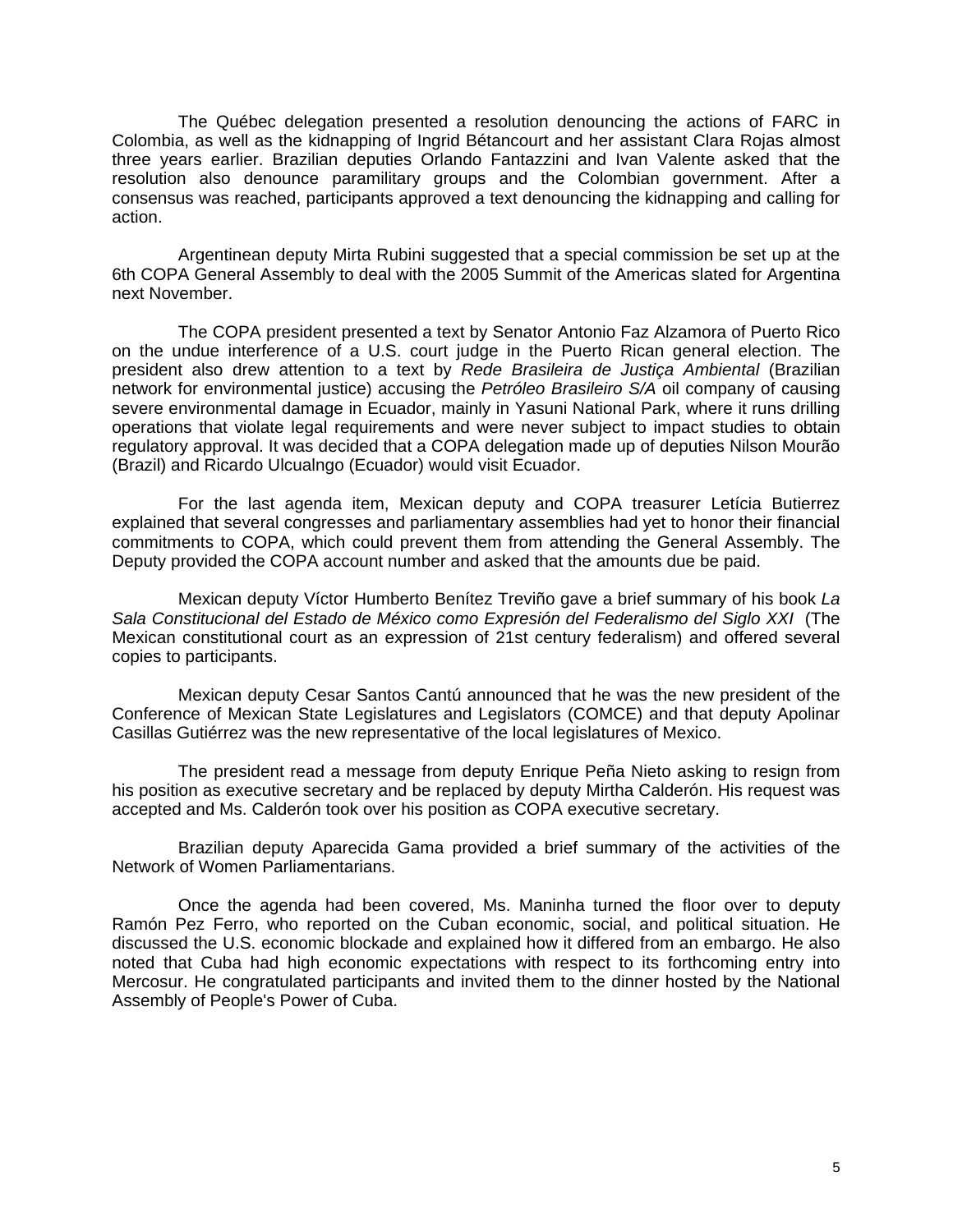The Québec delegation presented a resolution denouncing the actions of FARC in Colombia, as well as the kidnapping of Ingrid Bétancourt and her assistant Clara Rojas almost three years earlier. Brazilian deputies Orlando Fantazzini and Ivan Valente asked that the resolution also denounce paramilitary groups and the Colombian government. After a consensus was reached, participants approved a text denouncing the kidnapping and calling for action.

Argentinean deputy Mirta Rubini suggested that a special commission be set up at the 6th COPA General Assembly to deal with the 2005 Summit of the Americas slated for Argentina next November.

The COPA president presented a text by Senator Antonio Faz Alzamora of Puerto Rico on the undue interference of a U.S. court judge in the Puerto Rican general election. The president also drew attention to a text by *Rede Brasileira de Justiça Ambiental* (Brazilian network for environmental justice) accusing the *Petróleo Brasileiro S/A* oil company of causing severe environmental damage in Ecuador, mainly in Yasuni National Park, where it runs drilling operations that violate legal requirements and were never subject to impact studies to obtain regulatory approval. It was decided that a COPA delegation made up of deputies Nilson Mourão (Brazil) and Ricardo Ulcualngo (Ecuador) would visit Ecuador.

For the last agenda item, Mexican deputy and COPA treasurer Letícia Butierrez explained that several congresses and parliamentary assemblies had yet to honor their financial commitments to COPA, which could prevent them from attending the General Assembly. The Deputy provided the COPA account number and asked that the amounts due be paid.

Mexican deputy Víctor Humberto Benítez Treviño gave a brief summary of his book *La Sala Constitucional del Estado de México como Expresión del Federalismo del Siglo XXI* (The Mexican constitutional court as an expression of 21st century federalism) and offered several copies to participants.

Mexican deputy Cesar Santos Cantú announced that he was the new president of the Conference of Mexican State Legislatures and Legislators (COMCE) and that deputy Apolinar Casillas Gutiérrez was the new representative of the local legislatures of Mexico.

The president read a message from deputy Enrique Peña Nieto asking to resign from his position as executive secretary and be replaced by deputy Mirtha Calderón. His request was accepted and Ms. Calderón took over his position as COPA executive secretary.

Brazilian deputy Aparecida Gama provided a brief summary of the activities of the Network of Women Parliamentarians.

Once the agenda had been covered, Ms. Maninha turned the floor over to deputy Ramón Pez Ferro, who reported on the Cuban economic, social, and political situation. He discussed the U.S. economic blockade and explained how it differed from an embargo. He also noted that Cuba had high economic expectations with respect to its forthcoming entry into Mercosur. He congratulated participants and invited them to the dinner hosted by the National Assembly of People's Power of Cuba.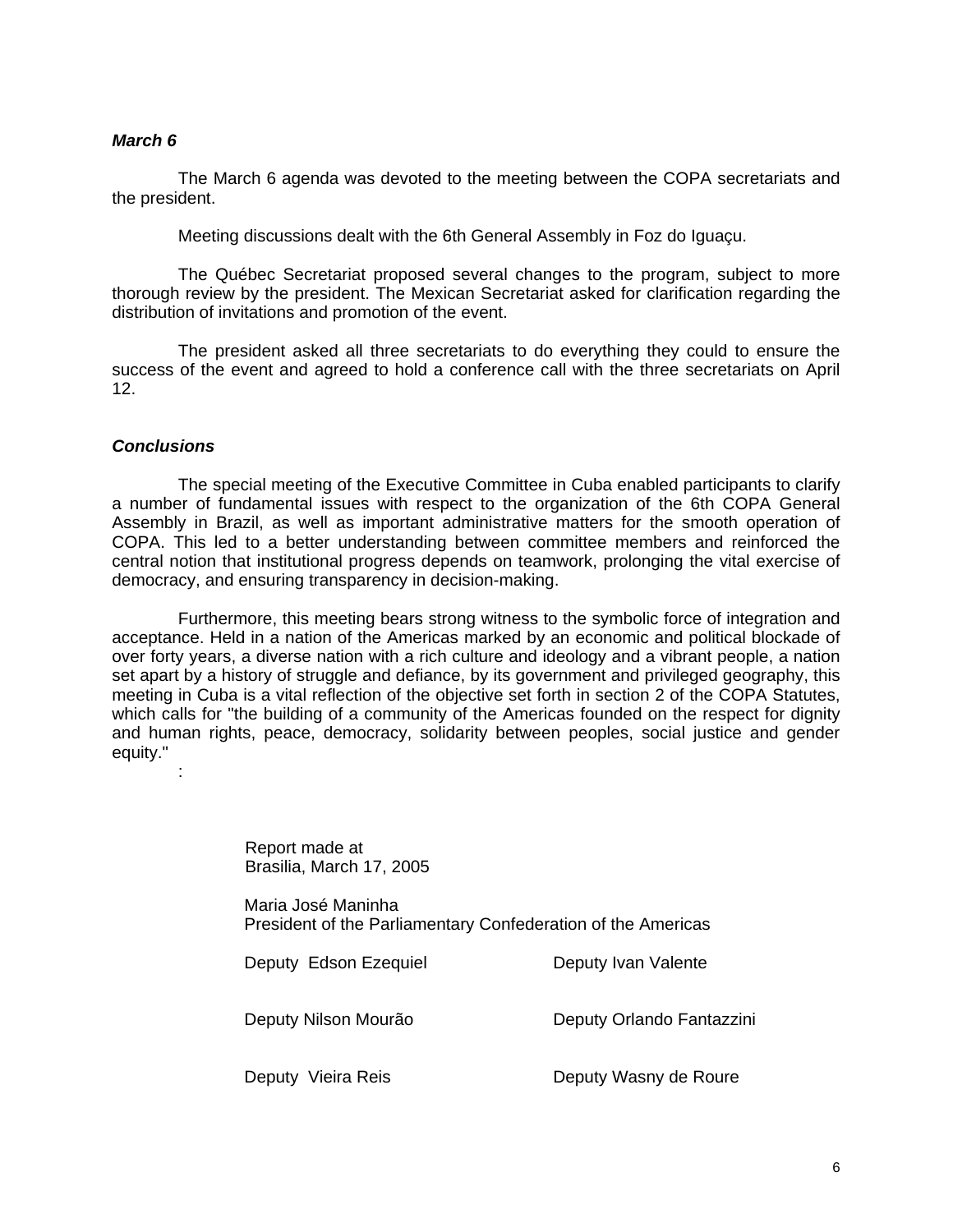***March 6***

The March 6 agenda was devoted to the meeting between the COPA secretariats and the president.

Meeting discussions dealt with the 6th General Assembly in Foz do Iguaçu.

The Québec Secretariat proposed several changes to the program, subject to more thorough review by the president. The Mexican Secretariat asked for clarification regarding the distribution of invitations and promotion of the event.

The president asked all three secretariats to do everything they could to ensure the success of the event and agreed to hold a conference call with the three secretariats on April 12.

***Conclusions***

The special meeting of the Executive Committee in Cuba enabled participants to clarify a number of fundamental issues with respect to the organization of the 6th COPA General Assembly in Brazil, as well as important administrative matters for the smooth operation of COPA. This led to a better understanding between committee members and reinforced the central notion that institutional progress depends on teamwork, prolonging the vital exercise of democracy, and ensuring transparency in decision-making.

Furthermore, this meeting bears strong witness to the symbolic force of integration and acceptance. Held in a nation of the Americas marked by an economic and political blockade of over forty years, a diverse nation with a rich culture and ideology and a vibrant people, a nation set apart by a history of struggle and defiance, by its government and privileged geography, this meeting in Cuba is a vital reflection of the objective set forth in section 2 of the COPA Statutes, which calls for "the building of a community of the Americas founded on the respect for dignity and human rights, peace, democracy, solidarity between peoples, social justice and gender equity."

:

Report made at
Brasilia, March 17, 2005

Maria José Maninha
President of the Parliamentary Confederation of the Americas

Deputy Edson Ezequiel

Deputy Ivan Valente

Deputy Nilson Mourão

Deputy Orlando Fantazzini

Deputy Vieira Reis

Deputy Wasny de Roure